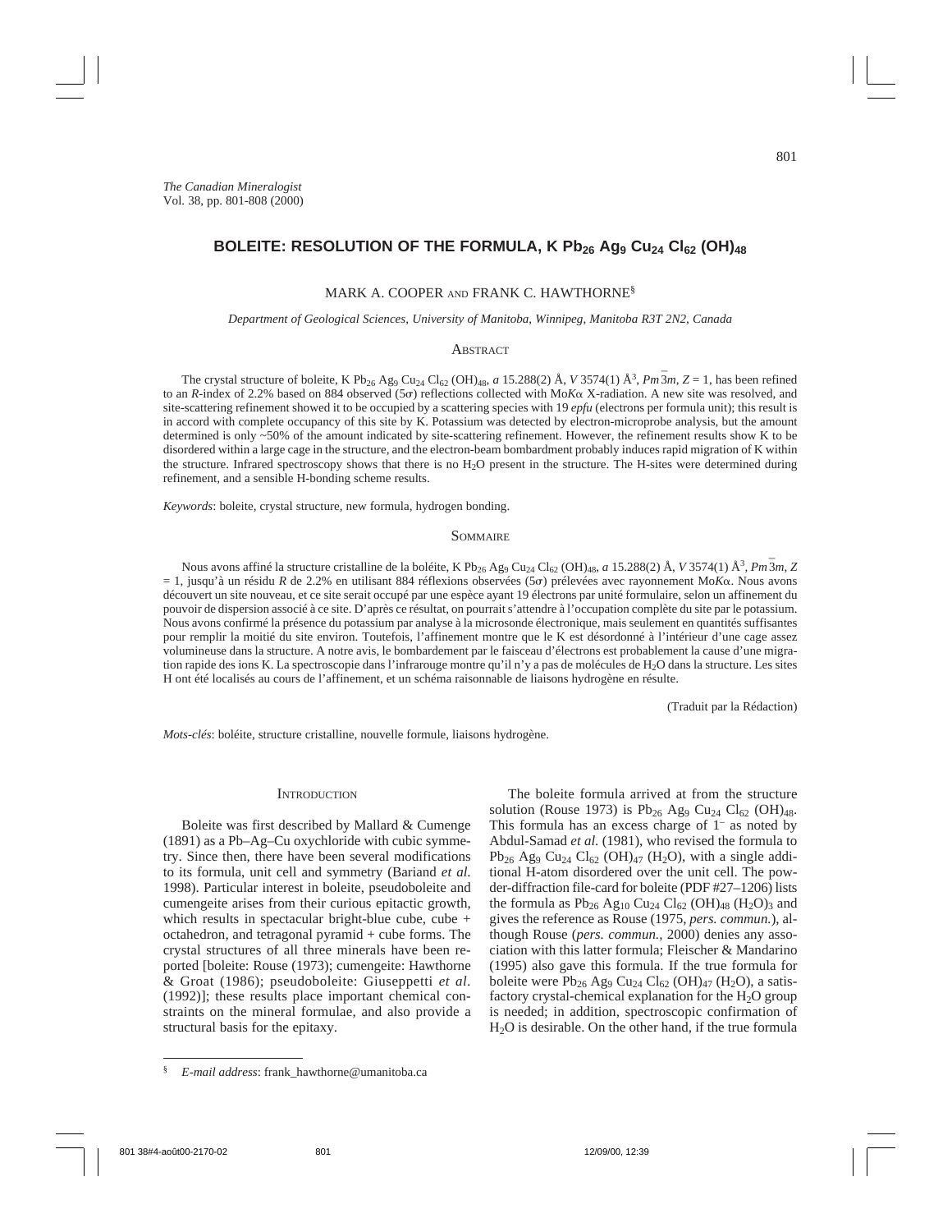*The Canadian Mineralogist*
Vol. 38, pp. 801-808 (2000)

# BOLEITE: RESOLUTION OF THE FORMULA, K $Pb_{26}$ $Ag_9$ $Cu_{24}$ $Cl_{62}$ $(OH)_{48}$

MARK A. COOPER AND FRANK C. HAWTHORNE[§]

*Department of Geological Sciences, University of Manitoba, Winnipeg, Manitoba R3T 2N2, Canada*

## Abstract

The crystal structure of boleite, K $Pb_{26}$ $Ag_9$ $Cu_{24}$ $Cl_{62}$ $(OH)_{48}$, *a* 15.288(2) Å, *V* 3574(1) Å$^3$, $Pm\bar{3}m$, *Z* = 1, has been refined to an *R*-index of 2.2% based on 884 observed (5σ) reflections collected with Mo*K*α X-radiation. A new site was resolved, and site-scattering refinement showed it to be occupied by a scattering species with 19 *epfu* (electrons per formula unit); this result is in accord with complete occupancy of this site by K. Potassium was detected by electron-microprobe analysis, but the amount determined is only ~50% of the amount indicated by site-scattering refinement. However, the refinement results show K to be disordered within a large cage in the structure, and the electron-beam bombardment probably induces rapid migration of K within the structure. Infrared spectroscopy shows that there is no $H_2O$ present in the structure. The H-sites were determined during refinement, and a sensible H-bonding scheme results.

*Keywords*: boleite, crystal structure, new formula, hydrogen bonding.

## Sommaire

Nous avons affiné la structure cristalline de la boléite, K $Pb_{26}$ $Ag_9$ $Cu_{24}$ $Cl_{62}$ $(OH)_{48}$, *a* 15.288(2) Å, *V* 3574(1) Å$^3$, $Pm\bar{3}m$, *Z* = 1, jusqu'à un résidu *R* de 2.2% en utilisant 884 réflexions observées (5σ) prélevées avec rayonnement Mo*K*α. Nous avons découvert un site nouveau, et ce site serait occupé par une espèce ayant 19 électrons par unité formulaire, selon un affinement du pouvoir de dispersion associé à ce site. D'après ce résultat, on pourrait s'attendre à l'occupation complète du site par le potassium. Nous avons confirmé la présence du potassium par analyse à la microsonde électronique, mais seulement en quantités suffisantes pour remplir la moitié du site environ. Toutefois, l'affinement montre que le K est désordonné à l'intérieur d'une cage assez volumineuse dans la structure. A notre avis, le bombardement par le faisceau d'électrons est probablement la cause d'une migration rapide des ions K. La spectroscopie dans l'infrarouge montre qu'il n'y a pas de molécules de $H_2O$ dans la structure. Les sites H ont été localisés au cours de l'affinement, et un schéma raisonnable de liaisons hydrogène en résulte.

(Traduit par la Rédaction)

*Mots-clés*: boléite, structure cristalline, nouvelle formule, liaisons hydrogène.

## Introduction

Boleite was first described by Mallard & Cumenge (1891) as a Pb–Ag–Cu oxychloride with cubic symmetry. Since then, there have been several modifications to its formula, unit cell and symmetry (Bariand *et al.* 1998). Particular interest in boleite, pseudoboleite and cumengeite arises from their curious epitactic growth, which results in spectacular bright-blue cube, cube + octahedron, and tetragonal pyramid + cube forms. The crystal structures of all three minerals have been reported [boleite: Rouse (1973); cumengeite: Hawthorne & Groat (1986); pseudoboleite: Giuseppetti *et al.* (1992)]; these results place important chemical constraints on the mineral formulae, and also provide a structural basis for the epitaxy.

The boleite formula arrived at from the structure solution (Rouse 1973) is $Pb_{26}$ $Ag_9$ $Cu_{24}$ $Cl_{62}$ $(OH)_{48}$. This formula has an excess charge of $1^-$ as noted by Abdul-Samad *et al.* (1981), who revised the formula to $Pb_{26}$ $Ag_9$ $Cu_{24}$ $Cl_{62}$ $(OH)_{47}$ $(H_2O)$, with a single additional H-atom disordered over the unit cell. The powder-diffraction file-card for boleite (PDF #27–1206) lists the formula as $Pb_{26}$ $Ag_{10}$ $Cu_{24}$ $Cl_{62}$ $(OH)_{48}$ $(H_2O)_3$ and gives the reference as Rouse (1975, *pers. commun.*), although Rouse (*pers. commun.*, 2000) denies any association with this latter formula; Fleischer & Mandarino (1995) also gave this formula. If the true formula for boleite were $Pb_{26}$ $Ag_9$ $Cu_{24}$ $Cl_{62}$ $(OH)_{47}$ $(H_2O)$, a satisfactory crystal-chemical explanation for the $H_2O$ group is needed; in addition, spectroscopic confirmation of $H_2O$ is desirable. On the other hand, if the true formula

[§] *E-mail address*: frank_hawthorne@umanitoba.ca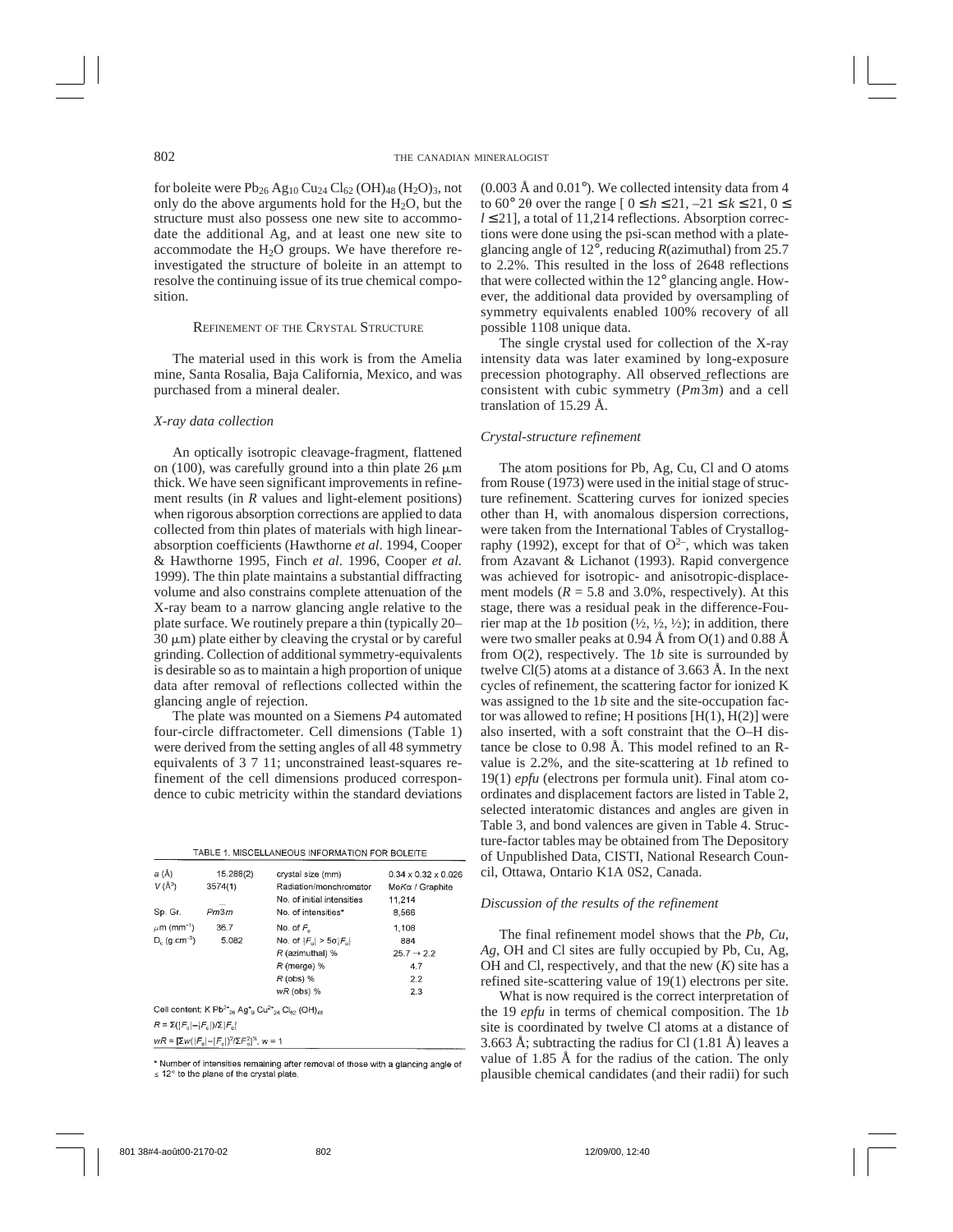for boleite were $Pb_{26}\,Ag_{10}\,Cu_{24}\,Cl_{62}\,(OH)_{48}\,(H_2O)_3$, not only do the above arguments hold for the $H_2O$, but the structure must also possess one new site to accommodate the additional Ag, and at least one new site to accommodate the $H_2O$ groups. We have therefore reinvestigated the structure of boleite in an attempt to resolve the continuing issue of its true chemical composition.

## Refinement of the Crystal Structure

The material used in this work is from the Amelia mine, Santa Rosalia, Baja California, Mexico, and was purchased from a mineral dealer.

### *X-ray data collection*

An optically isotropic cleavage-fragment, flattened on (100), was carefully ground into a thin plate 26 μm thick. We have seen significant improvements in refinement results (in *R* values and light-element positions) when rigorous absorption corrections are applied to data collected from thin plates of materials with high linear-absorption coefficients (Hawthorne *et al.* 1994, Cooper & Hawthorne 1995, Finch *et al.* 1996, Cooper *et al.* 1999). The thin plate maintains a substantial diffracting volume and also constrains complete attenuation of the X-ray beam to a narrow glancing angle relative to the plate surface. We routinely prepare a thin (typically 20–30 μm) plate either by cleaving the crystal or by careful grinding. Collection of additional symmetry-equivalents is desirable so as to maintain a high proportion of unique data after removal of reflections collected within the glancing angle of rejection.

The plate was mounted on a Siemens *P*4 automated four-circle diffractometer. Cell dimensions (Table 1) were derived from the setting angles of all 48 symmetry equivalents of 3 7 11; unconstrained least-squares refinement of the cell dimensions produced correspondence to cubic metricity within the standard deviations (0.003 Å and 0.01°). We collected intensity data from 4 to 60° 2θ over the range [ $0 \leq h \leq 21$, $-21 \leq k \leq 21$, $0 \leq l \leq 21$], a total of 11,214 reflections. Absorption corrections were done using the psi-scan method with a plate-glancing angle of 12°, reducing *R*(azimuthal) from 25.7 to 2.2%. This resulted in the loss of 2648 reflections that were collected within the 12° glancing angle. However, the additional data provided by oversampling of symmetry equivalents enabled 100% recovery of all possible 1108 unique data.

The single crystal used for collection of the X-ray intensity data was later examined by long-exposure precession photography. All observed reflections are consistent with cubic symmetry ($Pm\bar{3}m$) and a cell translation of 15.29 Å.

TABLE 1. MISCELLANEOUS INFORMATION FOR BOLEITE

| | | | |
|---|---|---|---|
| *a* (Å) | 15.288(2) | crystal size (mm) | 0.34 x 0.32 x 0.026 |
| *V* (Å³) | 3574(1) | Radiation/monchromator | MoKα / Graphite |
| | | No. of initial intensities | 11,214 |
| Sp. Gr. | $Pm\bar{3}m$ | No. of intensities* | 8,566 |
| μm (mm⁻¹) | 36.7 | No. of $F_o$ | 1,108 |
| $D_c$ (g.cm⁻³) | 5.082 | No. of $\|F_o\| > 5\sigma\|F_o\|$ | 884 |
| | | *R* (azimuthal) % | 25.7 → 2.2 |
| | | *R* (merge) % | 4.7 |
| | | *R* (obs) % | 2.2 |
| | | *wR* (obs) % | 2.3 |

Cell content: $K\,Pb^{2+}_{26}\,Ag^{+}_{9}\,Cu^{2+}_{24}\,Cl_{62}\,(OH)_{48}$

$R = \Sigma(|F_o|-|F_c|)/\Sigma|F_o|$

$wR = [\Sigma w(|F_o|-|F_c|)^2/\Sigma F_o^2]^{½}$, $w = 1$

\* Number of intensities remaining after removal of those with a glancing angle of ≤ 12° to the plane of the crystal plate.

### *Crystal-structure refinement*

The atom positions for Pb, Ag, Cu, Cl and O atoms from Rouse (1973) were used in the initial stage of structure refinement. Scattering curves for ionized species other than H, with anomalous dispersion corrections, were taken from the International Tables of Crystallography (1992), except for that of $O^{2-}$, which was taken from Azavant & Lichanot (1993). Rapid convergence was achieved for isotropic- and anisotropic-displacement models (*R* = 5.8 and 3.0%, respectively). At this stage, there was a residual peak in the difference-Fourier map at the 1*b* position (½, ½, ½); in addition, there were two smaller peaks at 0.94 Å from O(1) and 0.88 Å from O(2), respectively. The 1*b* site is surrounded by twelve Cl(5) atoms at a distance of 3.663 Å. In the next cycles of refinement, the scattering factor for ionized K was assigned to the 1*b* site and the site-occupation factor was allowed to refine; H positions [H(1), H(2)] were also inserted, with a soft constraint that the O–H distance be close to 0.98 Å. This model refined to an *R*-value is 2.2%, and the site-scattering at 1*b* refined to 19(1) *epfu* (electrons per formula unit). Final atom coordinates and displacement factors are listed in Table 2, selected interatomic distances and angles are given in Table 3, and bond valences are given in Table 4. Structure-factor tables may be obtained from The Depository of Unpublished Data, CISTI, National Research Council, Ottawa, Ontario K1A 0S2, Canada.

### *Discussion of the results of the refinement*

The final refinement model shows that the *Pb*, *Cu*, *Ag*, OH and Cl sites are fully occupied by Pb, Cu, Ag, OH and Cl, respectively, and that the new (*K*) site has a refined site-scattering value of 19(1) electrons per site.

What is now required is the correct interpretation of the 19 *epfu* in terms of chemical composition. The 1*b* site is coordinated by twelve Cl atoms at a distance of 3.663 Å; subtracting the radius for Cl (1.81 Å) leaves a value of 1.85 Å for the radius of the cation. The only plausible chemical candidates (and their radii) for such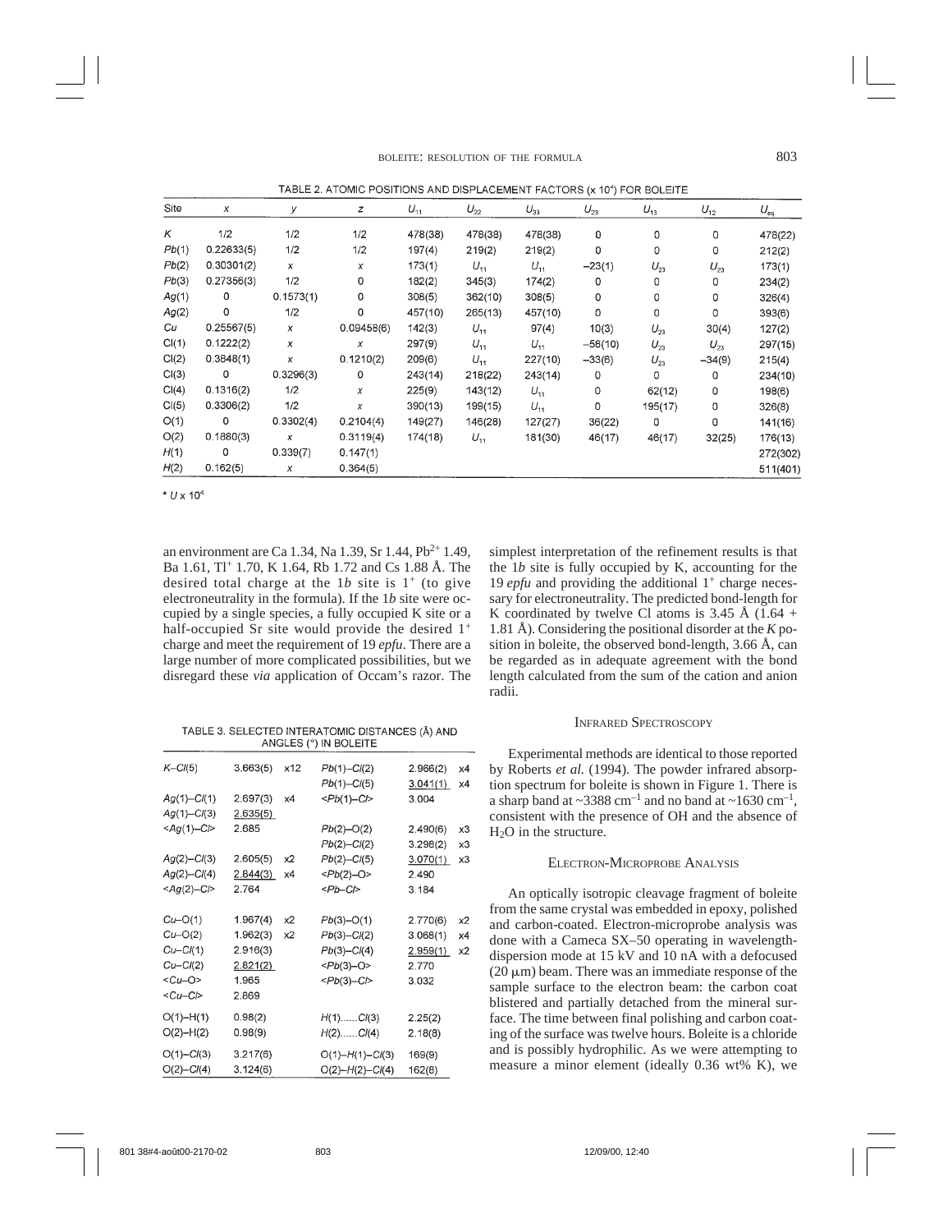TABLE 2. ATOMIC POSITIONS AND DISPLACEMENT FACTORS (x $10^4$) FOR BOLEITE

| Site | x | y | z | $U_{11}$ | $U_{22}$ | $U_{33}$ | $U_{23}$ | $U_{13}$ | $U_{12}$ | $U_{eq}$ |
|---|---|---|---|---|---|---|---|---|---|---|
| *K* | 1/2 | 1/2 | 1/2 | 478(38) | 478(38) | 478(38) | 0 | 0 | 0 | 478(22) |
| *Pb*(1) | 0.22633(5) | 1/2 | 1/2 | 197(4) | 219(2) | 219(2) | 0 | 0 | 0 | 212(2) |
| *Pb*(2) | 0.30301(2) | *x* | *x* | 173(1) | $U_{11}$ | $U_{11}$ | −23(1) | $U_{23}$ | $U_{23}$ | 173(1) |
| *Pb*(3) | 0.27356(3) | 1/2 | 0 | 182(2) | 345(3) | 174(2) | 0 | 0 | 0 | 234(2) |
| *Ag*(1) | 0 | 0.1573(1) | 0 | 308(5) | 362(10) | 308(5) | 0 | 0 | 0 | 326(4) |
| *Ag*(2) | 0 | 1/2 | 0 | 457(10) | 265(13) | 457(10) | 0 | 0 | 0 | 393(6) |
| *Cu* | 0.25567(5) | *x* | 0.09458(6) | 142(3) | $U_{11}$ | 97(4) | 10(3) | $U_{23}$ | 30(4) | 127(2) |
| *Cl*(1) | 0.1222(2) | *x* | *x* | 297(9) | $U_{11}$ | $U_{11}$ | −58(10) | $U_{23}$ | $U_{23}$ | 297(15) |
| *Cl*(2) | 0.3848(1) | *x* | 0.1210(2) | 209(6) | $U_{11}$ | 227(10) | −33(6) | $U_{23}$ | −34(9) | 215(4) |
| *Cl*(3) | 0 | 0.3296(3) | 0 | 243(14) | 218(22) | 243(14) | 0 | 0 | 0 | 234(10) |
| *Cl*(4) | 0.1316(2) | 1/2 | *x* | 225(9) | 143(12) | $U_{11}$ | 0 | 62(12) | 0 | 198(6) |
| *Cl*(5) | 0.3306(2) | 1/2 | *x* | 390(13) | 199(15) | $U_{11}$ | 0 | 195(17) | 0 | 326(8) |
| O(1) | 0 | 0.3302(4) | 0.2104(4) | 149(27) | 146(28) | 127(27) | 36(22) | 0 | 0 | 141(16) |
| O(2) | 0.1880(3) | *x* | 0.3119(4) | 174(18) | $U_{11}$ | 181(30) | 46(17) | 46(17) | 32(25) | 176(13) |
| *H*(1) | 0 | 0.339(7) | 0.147(1) | | | | | | | 272(302) |
| *H*(2) | 0.162(5) | *x* | 0.364(5) | | | | | | | 511(401) |

\* $U$ x $10^4$

an environment are Ca 1.34, Na 1.39, Sr 1.44, $Pb^{2+}$ 1.49, Ba 1.61, $Tl^{+}$ 1.70, K 1.64, Rb 1.72 and Cs 1.88 Å. The desired total charge at the 1*b* site is $1^{+}$ (to give electroneutrality in the formula). If the 1*b* site were occupied by a single species, a fully occupied K site or a half-occupied Sr site would provide the desired $1^{+}$ charge and meet the requirement of 19 *epfu*. There are a large number of more complicated possibilities, but we disregard these *via* application of Occam's razor. The simplest interpretation of the refinement results is that the 1*b* site is fully occupied by K, accounting for the 19 *epfu* and providing the additional $1^{+}$ charge necessary for electroneutrality. The predicted bond-length for K coordinated by twelve Cl atoms is 3.45 Å (1.64 + 1.81 Å). Considering the positional disorder at the *K* position in boleite, the observed bond-length, 3.66 Å, can be regarded as in adequate agreement with the bond length calculated from the sum of the cation and anion radii.

TABLE 3. SELECTED INTERATOMIC DISTANCES (Å) AND ANGLES (°) IN BOLEITE

| | | | | | |
|---|---|---|---|---|---|
| *K*–*Cl*(5) | 3.663(5) | x12 | *Pb*(1)–*Cl*(2) | 2.966(2) | x4 |
| | | | *Pb*(1)–*Cl*(5) | 3.041(1) | x4 |
| *Ag*(1)–*Cl*(1) | 2.697(3) | x4 | <*Pb*(1)–*Cl*> | 3.004 | |
| *Ag*(1)–*Cl*(3) | 2.635(5) | | | | |
| <*Ag*(1)–*Cl*> | 2.685 | | *Pb*(2)–O(2) | 2.490(6) | x3 |
| | | | *Pb*(2)–*Cl*(2) | 3.298(2) | x3 |
| *Ag*(2)–*Cl*(3) | 2.605(5) | x2 | *Pb*(2)–*Cl*(5) | 3.070(1) | x3 |
| *Ag*(2)–*Cl*(4) | 2.844(3) | x4 | <*Pb*(2)–O> | 2.490 | |
| <*Ag*(2)–*Cl*> | 2.764 | | <*Pb*–*Cl*> | 3.184 | |
| *Cu*–O(1) | 1.967(4) | x2 | *Pb*(3)–O(1) | 2.770(6) | x2 |
| *Cu*–O(2) | 1.962(3) | x2 | *Pb*(3)–*Cl*(2) | 3.068(1) | x4 |
| *Cu*–*Cl*(1) | 2.916(3) | | *Pb*(3)–*Cl*(4) | 2.959(1) | x2 |
| *Cu*–*Cl*(2) | 2.821(2) | | <*Pb*(3)–O> | 2.770 | |
| <*Cu*–O> | 1.965 | | <*Pb*(3)–*Cl*> | 3.032 | |
| <*Cu*–*Cl*> | 2.869 | | | | |
| O(1)–*H*(1) | 0.98(2) | | *H*(1)......*Cl*(3) | 2.25(2) | |
| O(2)–*H*(2) | 0.98(9) | | *H*(2)......*Cl*(4) | 2.18(8) | |
| O(1)–*Cl*(3) | 3.217(6) | | O(1)–*H*(1)–*Cl*(3) | 169(9) | |
| O(2)–*Cl*(4) | 3.124(6) | | O(2)–*H*(2)–*Cl*(4) | 162(8) | |

## Infrared Spectroscopy

Experimental methods are identical to those reported by Roberts *et al.* (1994). The powder infrared absorption spectrum for boleite is shown in Figure 1. There is a sharp band at ~3388 $cm^{-1}$ and no band at ~1630 $cm^{-1}$, consistent with the presence of OH and the absence of $H_2O$ in the structure.

## Electron-Microprobe Analysis

An optically isotropic cleavage fragment of boleite from the same crystal was embedded in epoxy, polished and carbon-coated. Electron-microprobe analysis was done with a Cameca SX–50 operating in wavelength-dispersion mode at 15 kV and 10 nA with a defocused (20 μm) beam. There was an immediate response of the sample surface to the electron beam: the carbon coat blistered and partially detached from the mineral surface. The time between final polishing and carbon coating of the surface was twelve hours. Boleite is a chloride and is possibly hydrophilic. As we were attempting to measure a minor element (ideally 0.36 wt% K), we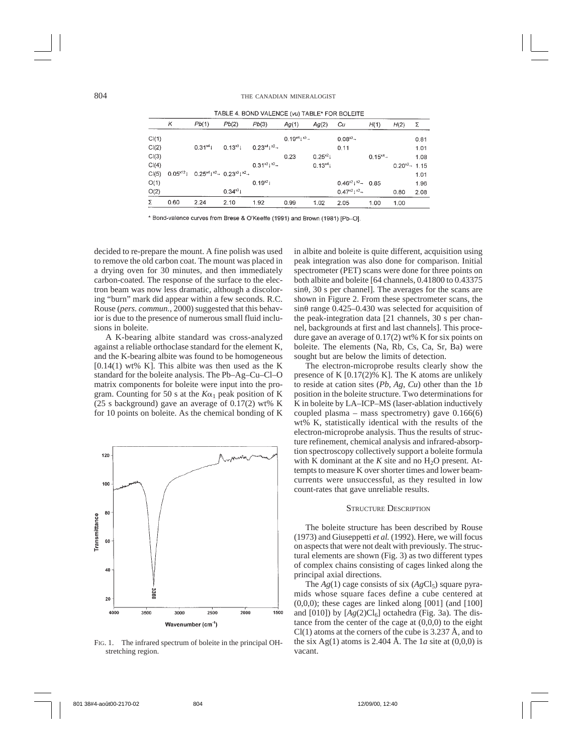TABLE 4. BOND VALENCE (*vu*) TABLE* FOR BOLEITE

| | *K* | *Pb*(1) | *Pb*(2) | *Pb*(3) | *Ag*(1) | *Ag*(2) | *Cu* | *H*(1) | *H*(2) | Σ |
|---|---|---|---|---|---|---|---|---|---|---|
| Cl(1) | | | | | $0.19^{\times4}\downarrow^{\times3}\rightarrow$ | | $0.08^{\times3}\rightarrow$ | | | 0.81 |
| Cl(2) | | $0.31^{\times4}\downarrow$ | $0.13^{\times3}\downarrow$ | $0.23^{\times4}\downarrow^{\times2}\rightarrow$ | | | 0.11 | | | 1.01 |
| Cl(3) | | | | | 0.23 | $0.25^{\times2}\downarrow$ | | $0.15^{\times4}\rightarrow$ | | 1.08 |
| Cl(4) | | | | $0.31^{\times2}\downarrow^{\times2}\rightarrow$ | | $0.13^{\times4}\downarrow$ | | | $0.20^{\times2}\rightarrow$ | 1.15 |
| Cl(5) | $0.05^{\times12}\downarrow$ | $0.25^{\times4}\downarrow^{\times2}\rightarrow$ | $0.23^{\times3}\downarrow^{\times2}\rightarrow$ | | | | | | | 1.01 |
| O(1) | | | | $0.19^{\times2}\downarrow$ | | | $0.46^{\times2}\downarrow^{\times2}\rightarrow$ | 0.85 | | 1.96 |
| O(2) | | | $0.34^{\times3}\downarrow$ | | | | $0.47^{\times2}\downarrow^{\times2}\rightarrow$ | | 0.80 | 2.08 |
| Σ | 0.60 | 2.24 | 2.10 | 1.92 | 0.99 | 1.02 | 2.05 | 1.00 | 1.00 | |

\* Bond-valence curves from Brese & O'Keeffe (1991) and Brown (1981) [Pb–O].

decided to re-prepare the mount. A fine polish was used to remove the old carbon coat. The mount was placed in a drying oven for 30 minutes, and then immediately carbon-coated. The response of the surface to the electron beam was now less dramatic, although a discoloring "burn" mark did appear within a few seconds. R.C. Rouse (*pers. commun.*, 2000) suggested that this behavior is due to the presence of numerous small fluid inclusions in boleite.

A K-bearing albite standard was cross-analyzed against a reliable orthoclase standard for the element K, and the K-bearing albite was found to be homogeneous [0.14(1) wt% K]. This albite was then used as the K standard for the boleite analysis. The Pb–Ag–Cu–Cl–O matrix components for boleite were input into the program. Counting for 50 s at the $K\alpha_1$ peak position of K (25 s background) gave an average of 0.17(2) wt% K for 10 points on boleite. As the chemical bonding of K in albite and boleite is quite different, acquisition using peak integration was also done for comparison. Initial spectrometer (PET) scans were done for three points on both albite and boleite [64 channels, 0.41800 to 0.43375 sinθ, 30 s per channel]. The averages for the scans are shown in Figure 2. From these spectrometer scans, the sinθ range 0.425–0.430 was selected for acquisition of the peak-integration data [21 channels, 30 s per channel, backgrounds at first and last channels]. This procedure gave an average of 0.17(2) wt% K for six points on boleite. The elements (Na, Rb, Cs, Ca, Sr, Ba) were sought but are below the limits of detection.

FIG. 1. The infrared spectrum of boleite in the principal OH-stretching region.

The electron-microprobe results clearly show the presence of K [0.17(2)% K]. The K atoms are unlikely to reside at cation sites (*Pb*, *Ag*, *Cu*) other than the 1*b* position in the boleite structure. Two determinations for K in boleite by LA–ICP–MS (laser-ablation inductively coupled plasma – mass spectrometry) gave 0.166(6) wt% K, statistically identical with the results of the electron-microprobe analysis. Thus the results of structure refinement, chemical analysis and infrared-absorption spectroscopy collectively support a boleite formula with K dominant at the *K* site and no $H_2O$ present. Attempts to measure K over shorter times and lower beam-currents were unsuccessful, as they resulted in low count-rates that gave unreliable results.

## Structure Description

The boleite structure has been described by Rouse (1973) and Giuseppetti *et al.* (1992). Here, we will focus on aspects that were not dealt with previously. The structural elements are shown (Fig. 3) as two different types of complex chains consisting of cages linked along the principal axial directions.

The *Ag*(1) cage consists of six ($AgCl_5$) square pyramids whose square faces define a cube centered at (0,0,0); these cages are linked along [001] (and [100] and [010]) by [$Ag(2)Cl_6$] octahedra (Fig. 3a). The distance from the center of the cage at (0,0,0) to the eight Cl(1) atoms at the corners of the cube is 3.237 Å, and to the six Ag(1) atoms is 2.404 Å. The 1*a* site at (0,0,0) is vacant.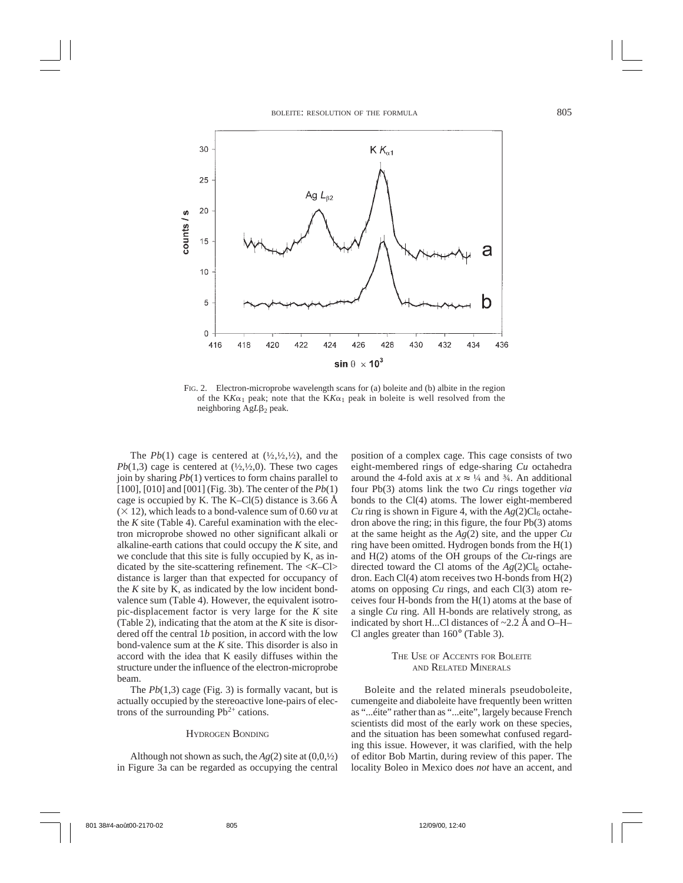FIG. 2. Electron-microprobe wavelength scans for (a) boleite and (b) albite in the region of the K$K\alpha_1$ peak; note that the K$K\alpha_1$ peak in boleite is well resolved from the neighboring Ag$L\beta_2$ peak.

The *Pb*(1) cage is centered at (½,½,½), and the *Pb*(1,3) cage is centered at (½,½,0). These two cages join by sharing *Pb*(1) vertices to form chains parallel to [100], [010] and [001] (Fig. 3b). The center of the *Pb*(1) cage is occupied by K. The K–Cl(5) distance is 3.66 Å (× 12), which leads to a bond-valence sum of 0.60 *vu* at the *K* site (Table 4). Careful examination with the electron microprobe showed no other significant alkali or alkaline-earth cations that could occupy the *K* site, and we conclude that this site is fully occupied by K, as indicated by the site-scattering refinement. The <*K*–Cl> distance is larger than that expected for occupancy of the *K* site by K, as indicated by the low incident bond-valence sum (Table 4). However, the equivalent isotropic-displacement factor is very large for the *K* site (Table 2), indicating that the atom at the *K* site is disordered off the central 1*b* position, in accord with the low bond-valence sum at the *K* site. This disorder is also in accord with the idea that K easily diffuses within the structure under the influence of the electron-microprobe beam.

The *Pb*(1,3) cage (Fig. 3) is formally vacant, but is actually occupied by the stereoactive lone-pairs of electrons of the surrounding $Pb^{2+}$ cations.

## HYDROGEN BONDING

Although not shown as such, the *Ag*(2) site at (0,0,½) in Figure 3a can be regarded as occupying the central position of a complex cage. This cage consists of two eight-membered rings of edge-sharing *Cu* octahedra around the 4-fold axis at $x \approx$ ¼ and ¾. An additional four Pb(3) atoms link the two *Cu* rings together *via* bonds to the Cl(4) atoms. The lower eight-membered *Cu* ring is shown in Figure 4, with the $Ag(2)Cl_6$ octahedron above the ring; in this figure, the four Pb(3) atoms at the same height as the *Ag*(2) site, and the upper *Cu* ring have been omitted. Hydrogen bonds from the H(1) and H(2) atoms of the OH groups of the *Cu*-rings are directed toward the Cl atoms of the $Ag(2)Cl_6$ octahedron. Each Cl(4) atom receives two H-bonds from H(2) atoms on opposing *Cu* rings, and each Cl(3) atom receives four H-bonds from the H(1) atoms at the base of a single *Cu* ring. All H-bonds are relatively strong, as indicated by short H...Cl distances of ~2.2 Å and O–H–Cl angles greater than 160° (Table 3).

## THE USE OF ACCENTS FOR BOLEITE AND RELATED MINERALS

Boleite and the related minerals pseudoboleite, cumengeite and diaboleite have frequently been written as "...éite" rather than as "...eite", largely because French scientists did most of the early work on these species, and the situation has been somewhat confused regarding this issue. However, it was clarified, with the help of editor Bob Martin, during review of this paper. The locality Boleo in Mexico does *not* have an accent, and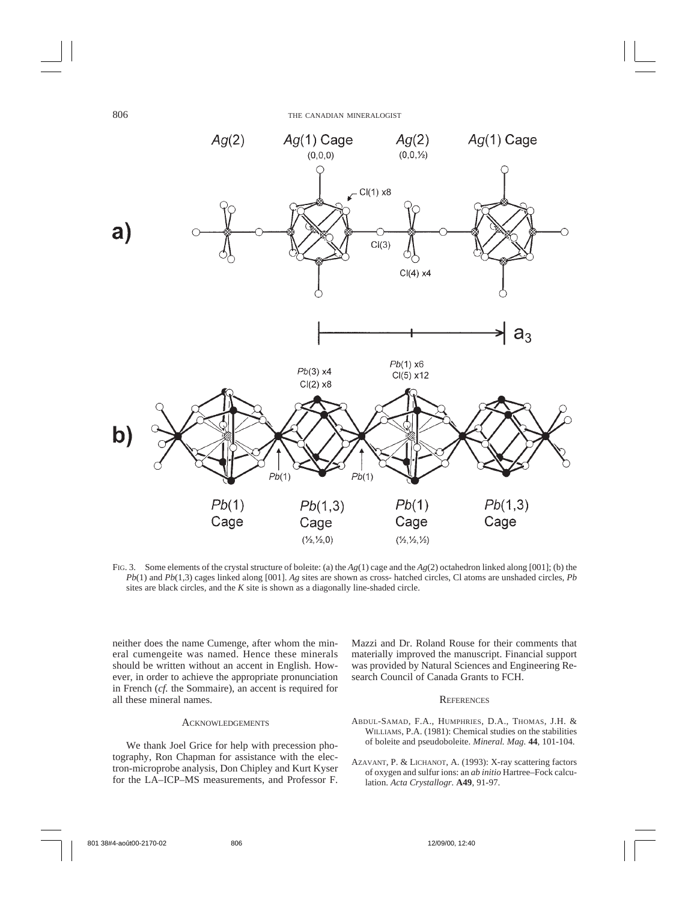FIG. 3. Some elements of the crystal structure of boleite: (a) the *Ag*(1) cage and the *Ag*(2) octahedron linked along [001]; (b) the *Pb*(1) and *Pb*(1,3) cages linked along [001]. *Ag* sites are shown as cross- hatched circles, Cl atoms are unshaded circles, *Pb* sites are black circles, and the *K* site is shown as a diagonally line-shaded circle.

neither does the name Cumenge, after whom the mineral cumengeite was named. Hence these minerals should be written without an accent in English. However, in order to achieve the appropriate pronunciation in French (*cf.* the Sommaire), an accent is required for all these mineral names.

## ACKNOWLEDGEMENTS

We thank Joel Grice for help with precession photography, Ron Chapman for assistance with the electron-microprobe analysis, Don Chipley and Kurt Kyser for the LA–ICP–MS measurements, and Professor F. Mazzi and Dr. Roland Rouse for their comments that materially improved the manuscript. Financial support was provided by Natural Sciences and Engineering Research Council of Canada Grants to FCH.

## REFERENCES

ABDUL-SAMAD, F.A., HUMPHRIES, D.A., THOMAS, J.H. & WILLIAMS, P.A. (1981): Chemical studies on the stabilities of boleite and pseudoboleite. *Mineral. Mag.* **44**, 101-104.

AZAVANT, P. & LICHANOT, A. (1993): X-ray scattering factors of oxygen and sulfur ions: an *ab initio* Hartree–Fock calculation. *Acta Crystallogr.* **A49**, 91-97.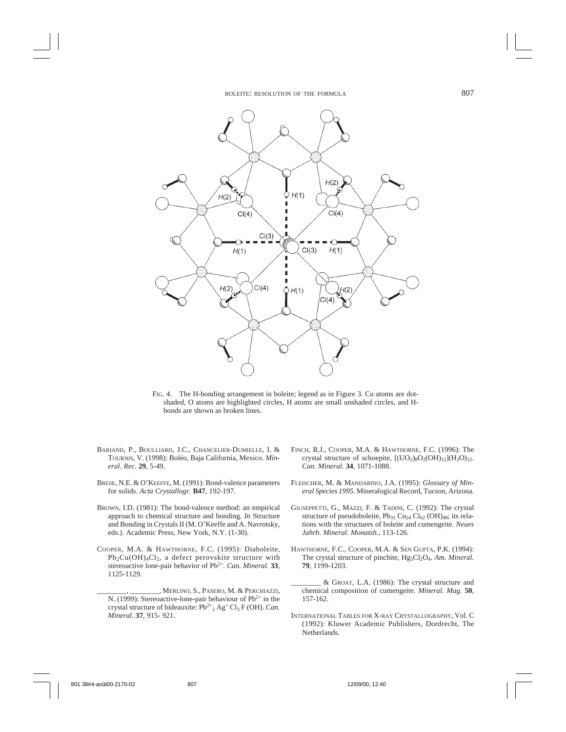FIG. 4. The H-bonding arrangement in boleite; legend as in Figure 3. Cu atoms are dot-shaded, O atoms are highlighted circles, H atoms are small unshaded circles, and H-bonds are shown as broken lines.

BARIAND, P., BOULLIARD, J.C., CHANCELIER-DUMIELLE, I. & TOURNIS, V. (1998): Boléo, Baja California, Mexico. *Mineral. Rec.* **29**, 5-49.

BRESE, N.E. & O'KEEFFE, M. (1991): Bond-valence parameters for solids. *Acta Crystallogr.* **B47**, 192-197.

BROWN, I.D. (1981): The bond-valence method: an empirical approach to chemical structure and bonding. *In* Structure and Bonding in Crystals II (M. O'Keeffe and A. Navrotsky, eds.). Academic Press, New York, N.Y. (1-30).

COOPER, M.A. & HAWTHORNE, F.C. (1995): Diaboleite, $Pb_2Cu(OH)_4Cl_2$, a defect perovskite structure with stereoactive lone-pair behavior of $Pb^{2+}$. *Can. Mineral.* **33**, 1125-1129.

________, ________, MERLINO, S., PASERO, M. & PERCHIAZZI, N. (1999): Stereoactive-lone-pair behaviour of $Pb^{2+}$ in the crystal structure of bideauxite: $Pb^{2+}_2 Ag^+ Cl_3 F (OH)$. *Can. Mineral.* **37**, 915- 921.

FINCH, R.J., COOPER, M.A. & HAWTHORNE, F.C. (1996): The crystal structure of schoepite, $[(UO_2)_8O_2(OH)_{12}](H_2O)_{12}$. *Can. Mineral.* **34**, 1071-1088.

FLEISCHER, M. & MANDARINO, J.A. (1995): *Glossary of Mineral Species 1995*. Mineralogical Record, Tucson, Arizona.

GIUSEPPETTI, G., MAZZI, F. & TADINI, C. (1992): The crystal structure of pseudoboleite, $Pb_{31} Cu_{24} Cl_{62} (OH)_{48}$; its relations with the structures of boleite and cumengeite. *Neues Jahrb. Mineral. Monatsh.*, 113-126.

HAWTHORNE, F.C., COOPER, M.A. & SEN GUPTA, P.K. (1994): The crystal structure of pinchite, $Hg_5Cl_2O_4$. *Am. Mineral.* **79**, 1199-1203.

________ & GROAT, L.A. (1986): The crystal structure and chemical composition of cumengeite. *Mineral. Mag.* **50**, 157-162.

INTERNATIONAL TABLES FOR X-RAY CRYSTALLOGRAPHY, Vol. C (1992): Kluwer Academic Publishers, Dordrecht, The Netherlands.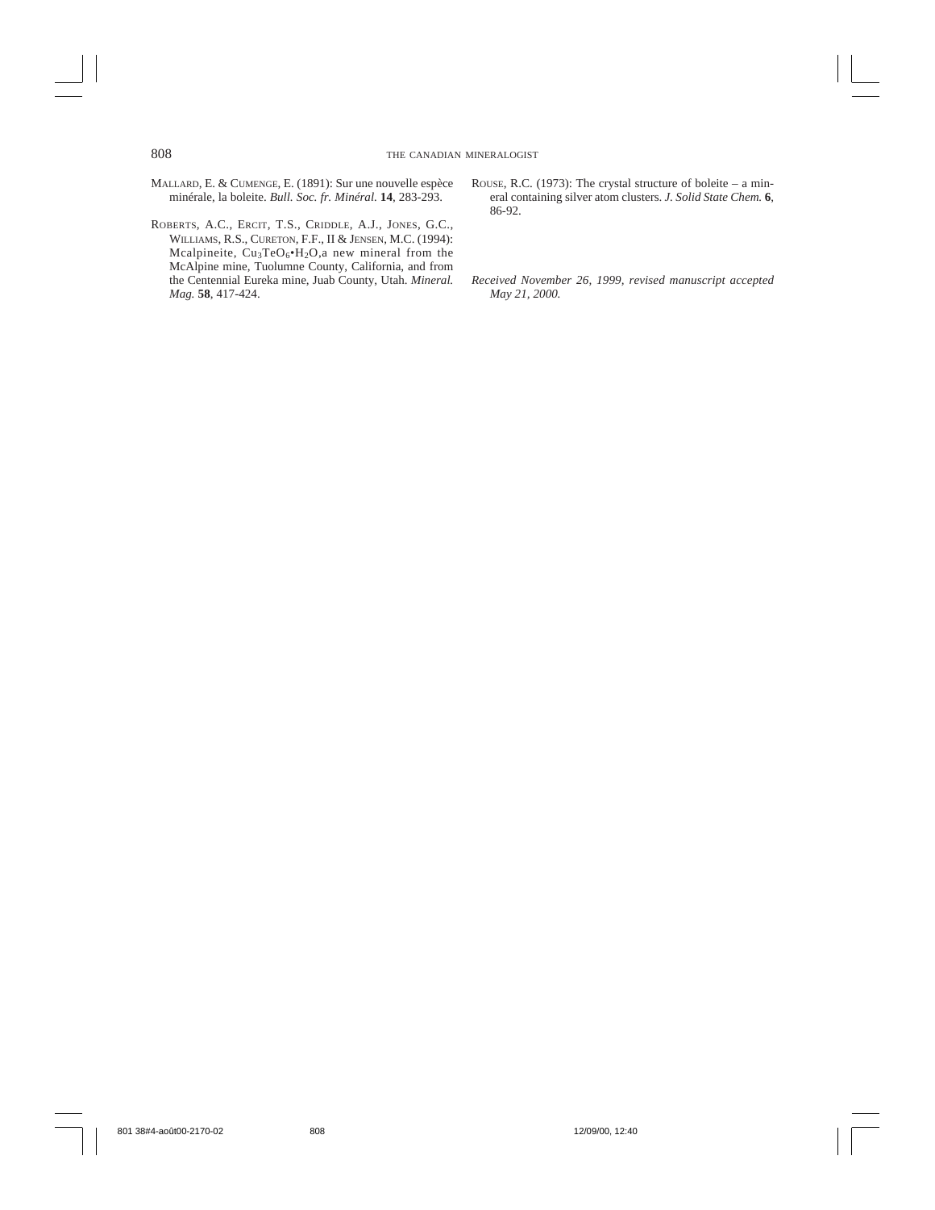MALLARD, E. & CUMENGE, E. (1891): Sur une nouvelle espèce minérale, la boleite. *Bull. Soc. fr. Minéral.* **14**, 283-293.

ROBERTS, A.C., ERCIT, T.S., CRIDDLE, A.J., JONES, G.C., WILLIAMS, R.S., CURETON, F.F., II & JENSEN, M.C. (1994): Mcalpineite, $Cu_3TeO_6•H_2O$,a new mineral from the McAlpine mine, Tuolumne County, California, and from the Centennial Eureka mine, Juab County, Utah. *Mineral. Mag.* **58**, 417-424.

ROUSE, R.C. (1973): The crystal structure of boleite – a mineral containing silver atom clusters. *J. Solid State Chem.* **6**, 86-92.

*Received November 26, 1999, revised manuscript accepted May 21, 2000.*